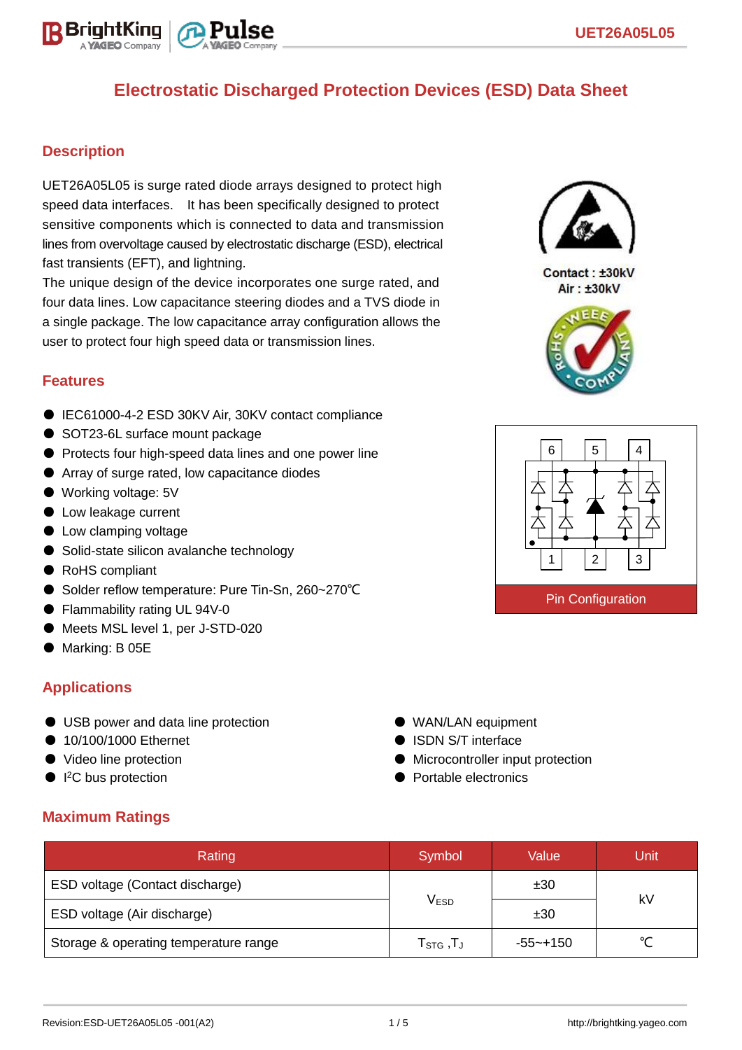# Electrostatic Discharged Protection Devices (ESD) Data Sheet

## Description

UET26A05L05 is surge rated diode arrays designed to protect high speed data interfaces. It has been specifically designed to protect sensitive components which is connected to data and transmission lines from overvoltage caused by electrostatic discharge (ESD), electrical fast transients (EFT), and lightning.

The unique design of the device incorporates one surge rated, and four data lines. Low capacitance steering diodes and a TVS diode in a single package. The low capacitance array configuration allows the user to protect four high speed data or transmission lines.

Contact : ±30kV
Air : ±30kV

## Features

- IEC61000-4-2 ESD 30KV Air, 30KV contact compliance
- SOT23-6L surface mount package
- Protects four high-speed data lines and one power line
- Array of surge rated, low capacitance diodes
- Working voltage: 5V
- Low leakage current
- Low clamping voltage
- Solid-state silicon avalanche technology
- RoHS compliant
- Solder reflow temperature: Pure Tin-Sn, 260~270℃
- Flammability rating UL 94V-0
- Meets MSL level 1, per J-STD-020
- Marking: B 05E

Pin Configuration

## Applications

- USB power and data line protection
- 10/100/1000 Ethernet
- Video line protection
- I²C bus protection
- WAN/LAN equipment
- ISDN S/T interface
- Microcontroller input protection
- Portable electronics

## Maximum Ratings

| Rating | Symbol | Value | Unit |
|---|---|---|---|
| ESD voltage (Contact discharge) | $V_{ESD}$ | ±30 | kV |
| ESD voltage (Air discharge) | | ±30 | |
| Storage & operating temperature range | $T_{STG}$ ,$T_J$ | -55~+150 | ℃ |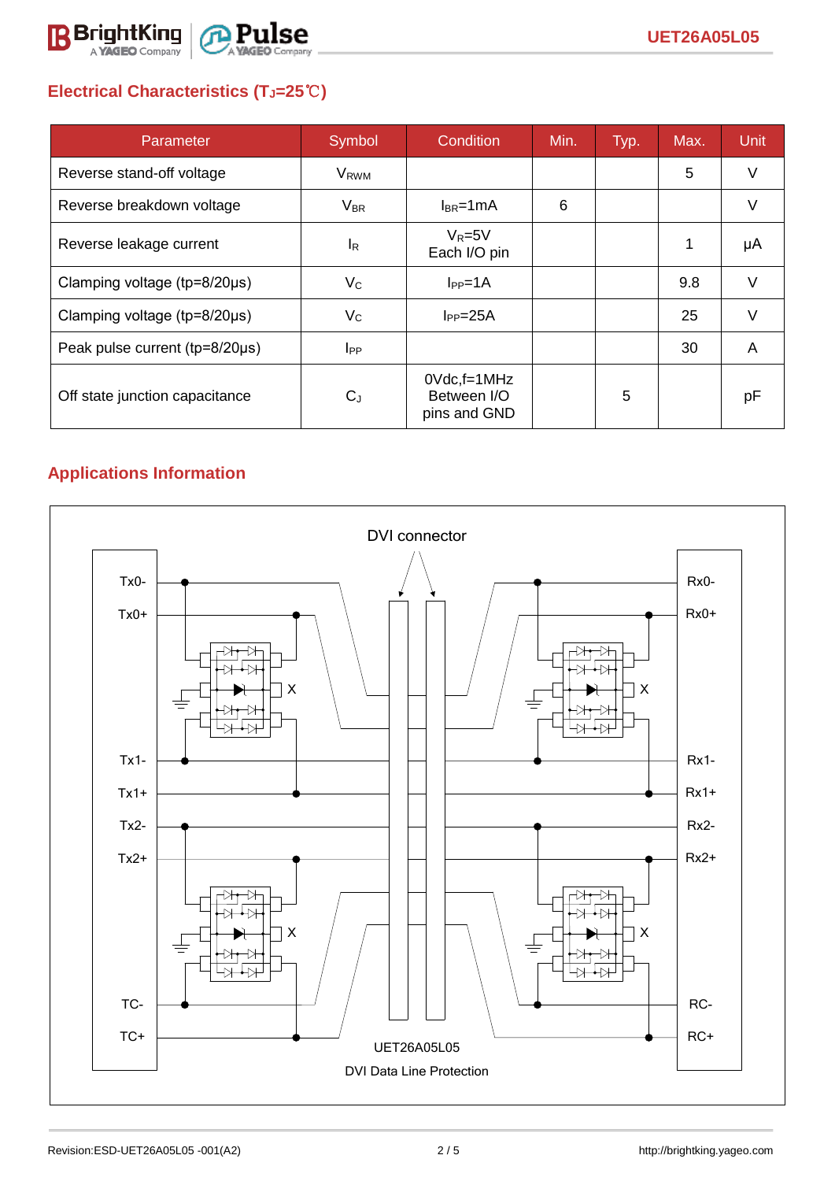## Electrical Characteristics ($T_J$=25℃)

| Parameter | Symbol | Condition | Min. | Typ. | Max. | Unit |
|---|---|---|---|---|---|---|
| Reverse stand-off voltage | $V_{RWM}$ | | | | 5 | V |
| Reverse breakdown voltage | $V_{BR}$ | $I_{BR}$=1mA | 6 | | | V |
| Reverse leakage current | $I_R$ | $V_R$=5V Each I/O pin | | | 1 | μA |
| Clamping voltage (tp=8/20μs) | $V_C$ | $I_{PP}$=1A | | | 9.8 | V |
| Clamping voltage (tp=8/20μs) | $V_C$ | $I_{PP}$=25A | | | 25 | V |
| Peak pulse current (tp=8/20μs) | $I_{PP}$ | | | | 30 | A |
| Off state junction capacitance | $C_J$ | 0Vdc,f=1MHz Between I/O pins and GND | | 5 | | pF |

## Applications Information

DVI connector

Tx0-, Tx0+, Tx1-, Tx1+, Tx2-, Tx2+, TC-, TC+

Rx0-, Rx0+, Rx1-, Rx1+, Rx2-, Rx2+, RC-, RC+

UET26A05L05

DVI Data Line Protection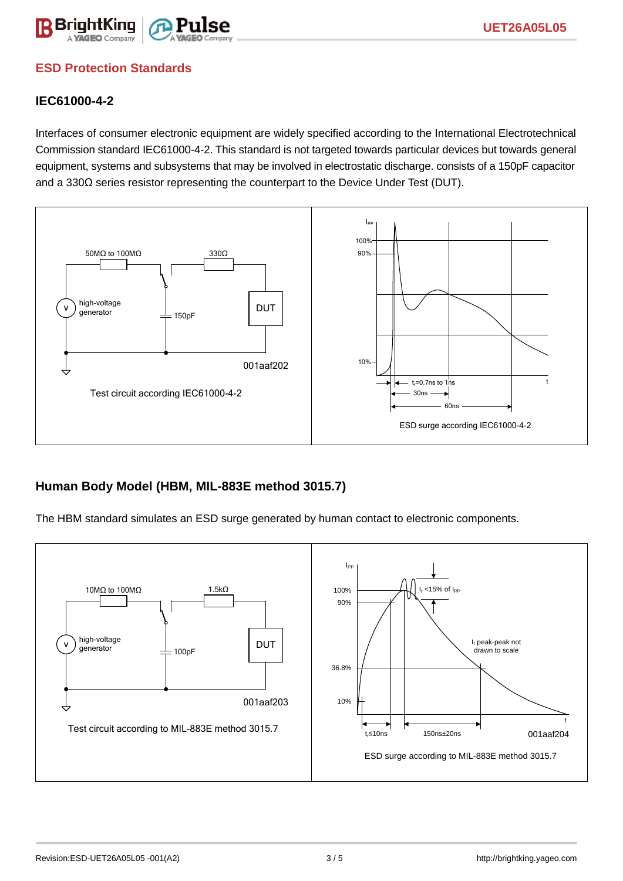## ESD Protection Standards

### IEC61000-4-2

Interfaces of consumer electronic equipment are widely specified according to the International Electrotechnical Commission standard IEC61000-4-2. This standard is not targeted towards particular devices but towards general equipment, systems and subsystems that may be involved in electrostatic discharge. consists of a 150pF capacitor and a 330Ω series resistor representing the counterpart to the Device Under Test (DUT).

Test circuit according IEC61000-4-2

ESD surge according IEC61000-4-2

### Human Body Model (HBM, MIL-883E method 3015.7)

The HBM standard simulates an ESD surge generated by human contact to electronic components.

Test circuit according to MIL-883E method 3015.7

ESD surge according to MIL-883E method 3015.7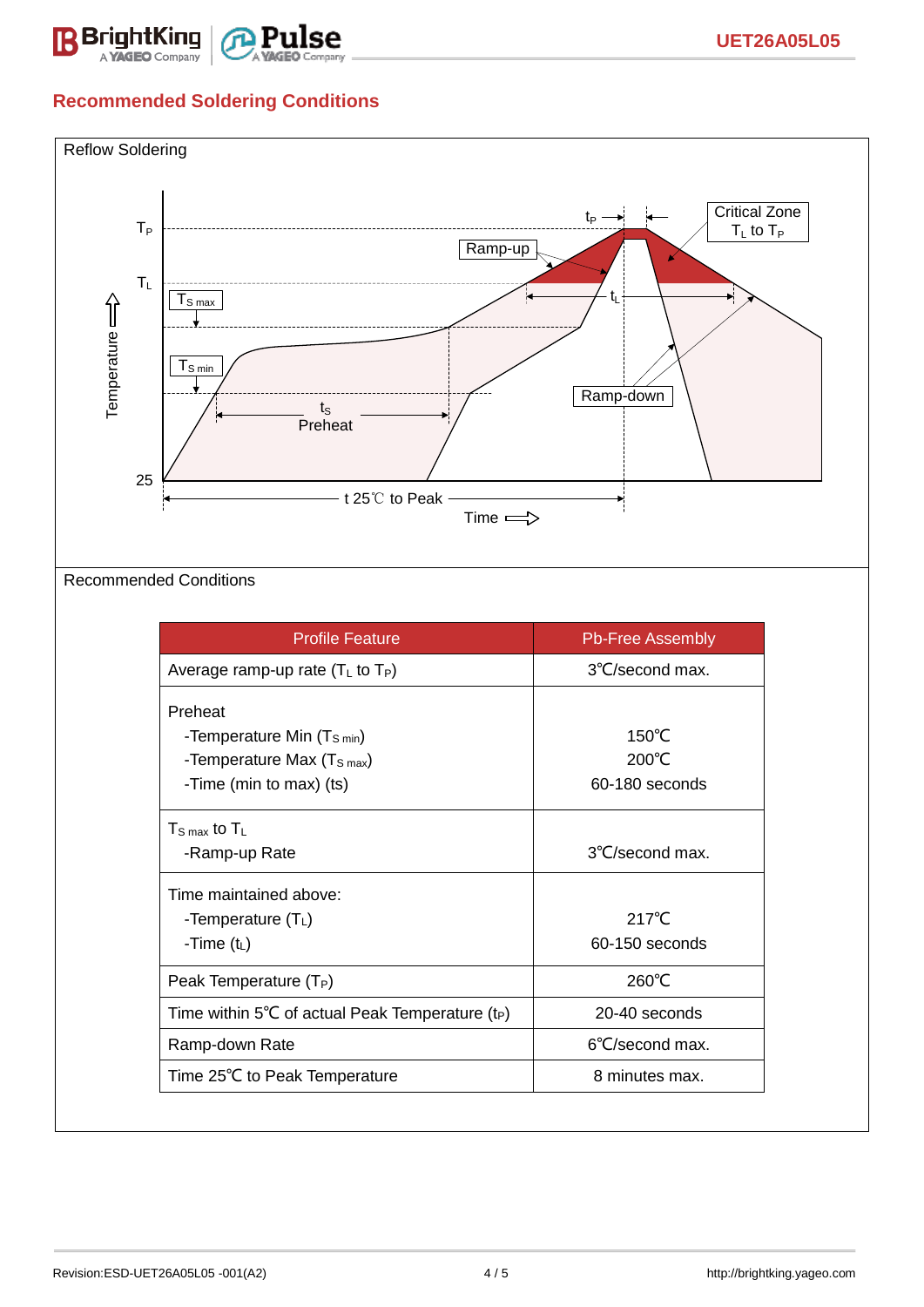## Recommended Soldering Conditions

Reflow Soldering

Recommended Conditions

| Profile Feature | Pb-Free Assembly |
|---|---|
| Average ramp-up rate ($T_L$ to $T_P$) | 3℃/second max. |
| Preheat<br>-Temperature Min ($T_{S\ min}$)<br>-Temperature Max ($T_{S\ max}$)<br>-Time (min to max) (ts) | <br>150℃<br>200℃<br>60-180 seconds |
| $T_{S\ max}$ to $T_L$<br>-Ramp-up Rate | <br>3℃/second max. |
| Time maintained above:<br>-Temperature ($T_L$)<br>-Time ($t_L$) | <br>217℃<br>60-150 seconds |
| Peak Temperature ($T_P$) | 260℃ |
| Time within 5℃ of actual Peak Temperature ($t_P$) | 20-40 seconds |
| Ramp-down Rate | 6℃/second max. |
| Time 25℃ to Peak Temperature | 8 minutes max. |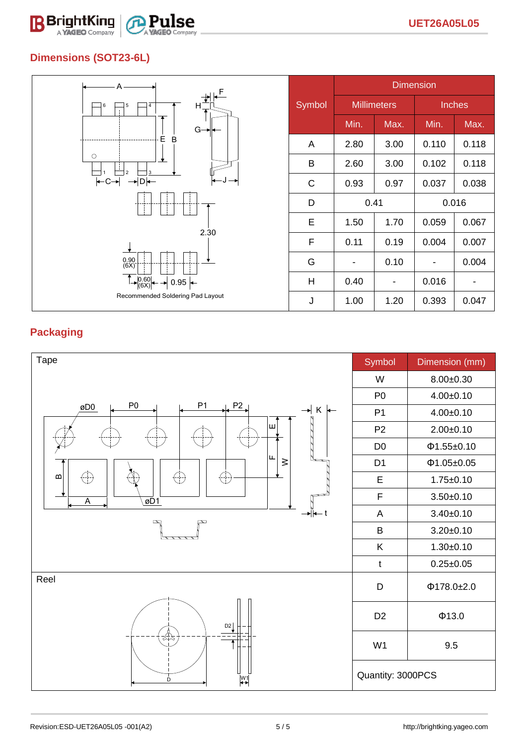## Dimensions (SOT23-6L)

A
F
H
G
E B
C D J
6 5 4
1 2 3

2.30
0.90 (6X)
0.60 (6X)
0.95

Recommended Soldering Pad Layout

| Symbol | Dimension | | | |
|---|---|---|---|---|
| | Millimeters | | Inches | |
| | Min. | Max. | Min. | Max. |
| A | 2.80 | 3.00 | 0.110 | 0.118 |
| B | 2.60 | 3.00 | 0.102 | 0.118 |
| C | 0.93 | 0.97 | 0.037 | 0.038 |
| D | 0.41 | | 0.016 | |
| E | 1.50 | 1.70 | 0.059 | 0.067 |
| F | 0.11 | 0.19 | 0.004 | 0.007 |
| G | - | 0.10 | - | 0.004 |
| H | 0.40 | - | 0.016 | - |
| J | 1.00 | 1.20 | 0.393 | 0.047 |

## Packaging

Tape

øD0 P0 P1 P2 K
E F W
B A øD1
t

| Symbol | Dimension (mm) |
|---|---|
| W | 8.00±0.30 |
| P0 | 4.00±0.10 |
| P1 | 4.00±0.10 |
| P2 | 2.00±0.10 |
| D0 | Φ1.55±0.10 |
| D1 | Φ1.05±0.05 |
| E | 1.75±0.10 |
| F | 3.50±0.10 |
| A | 3.40±0.10 |
| B | 3.20±0.10 |
| K | 1.30±0.10 |
| t | 0.25±0.05 |

Reel

D2
D
W1

| Symbol | Dimension (mm) |
|---|---|
| D | Φ178.0±2.0 |
| D2 | Φ13.0 |
| W1 | 9.5 |

Quantity: 3000PCS

Revision:ESD-UET26A05L05 -001(A2)

http://brightking.yageo.com